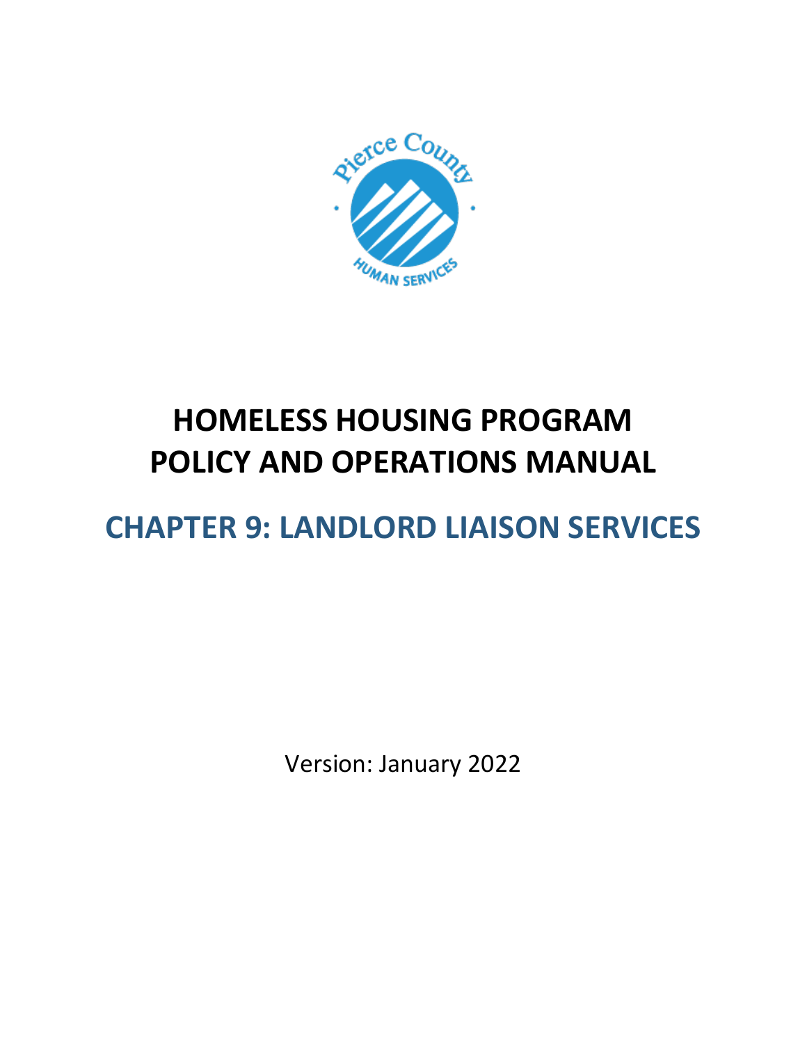# HOMELESS HOUSING PROGRAM POLICY AND OPERATIONS MANUAL

## CHAPTER 9: LANDLORD LIAISON SERVICES

Version: January 2022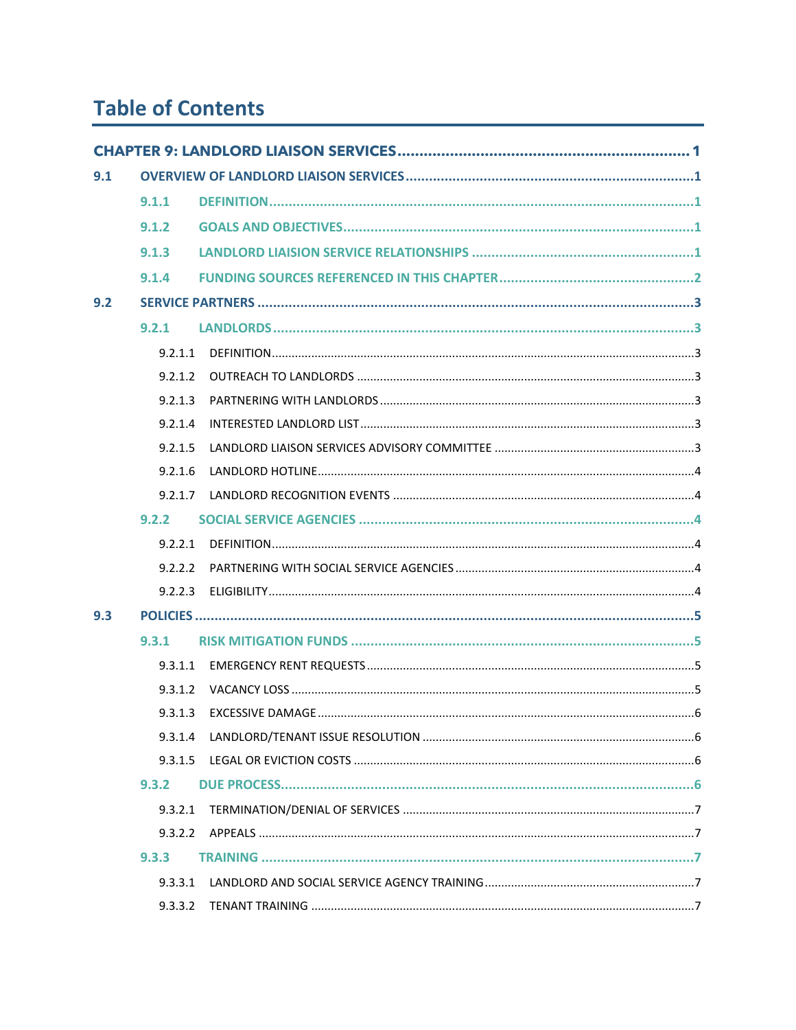# Table of Contents

CHAPTER 9: LANDLORD LIAISON SERVICES .................... 1

9.1 OVERVIEW OF LANDLORD LIAISON SERVICES .................... 1

- 9.1.1 DEFINITION .................... 1
- 9.1.2 GOALS AND OBJECTIVES .................... 1
- 9.1.3 LANDLORD LIAISION SERVICE RELATIONSHIPS .................... 1
- 9.1.4 FUNDING SOURCES REFERENCED IN THIS CHAPTER .................... 2

9.2 SERVICE PARTNERS .................... 3

- 9.2.1 LANDLORDS .................... 3
  - 9.2.1.1 DEFINITION .................... 3
  - 9.2.1.2 OUTREACH TO LANDLORDS .................... 3
  - 9.2.1.3 PARTNERING WITH LANDLORDS .................... 3
  - 9.2.1.4 INTERESTED LANDLORD LIST .................... 3
  - 9.2.1.5 LANDLORD LIAISON SERVICES ADVISORY COMMITTEE .................... 3
  - 9.2.1.6 LANDLORD HOTLINE .................... 4
  - 9.2.1.7 LANDLORD RECOGNITION EVENTS .................... 4
- 9.2.2 SOCIAL SERVICE AGENCIES .................... 4
  - 9.2.2.1 DEFINITION .................... 4
  - 9.2.2.2 PARTNERING WITH SOCIAL SERVICE AGENCIES .................... 4
  - 9.2.2.3 ELIGIBILITY .................... 4

9.3 POLICIES .................... 5

- 9.3.1 RISK MITIGATION FUNDS .................... 5
  - 9.3.1.1 EMERGENCY RENT REQUESTS .................... 5
  - 9.3.1.2 VACANCY LOSS .................... 5
  - 9.3.1.3 EXCESSIVE DAMAGE .................... 6
  - 9.3.1.4 LANDLORD/TENANT ISSUE RESOLUTION .................... 6
  - 9.3.1.5 LEGAL OR EVICTION COSTS .................... 6
- 9.3.2 DUE PROCESS .................... 6
  - 9.3.2.1 TERMINATION/DENIAL OF SERVICES .................... 7
  - 9.3.2.2 APPEALS .................... 7
- 9.3.3 TRAINING .................... 7
  - 9.3.3.1 LANDLORD AND SOCIAL SERVICE AGENCY TRAINING .................... 7
  - 9.3.3.2 TENANT TRAINING .................... 7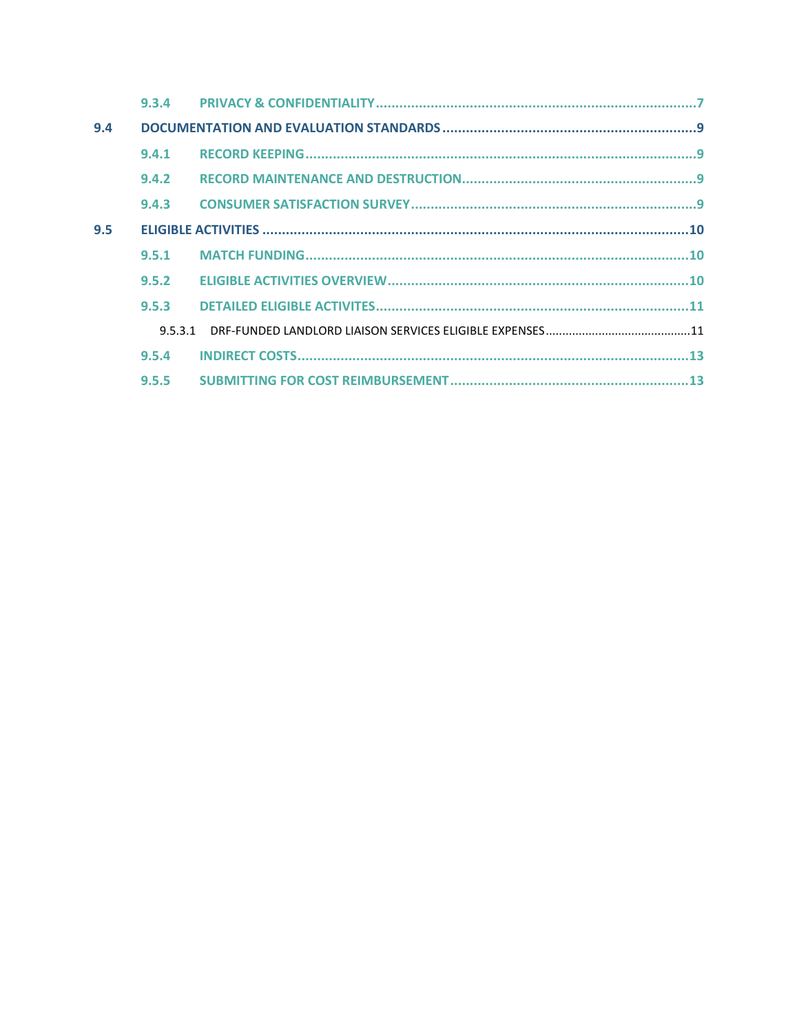9.3.4 PRIVACY & CONFIDENTIALITY ..... 7

9.4 DOCUMENTATION AND EVALUATION STANDARDS ..... 9

9.4.1 RECORD KEEPING ..... 9

9.4.2 RECORD MAINTENANCE AND DESTRUCTION ..... 9

9.4.3 CONSUMER SATISFACTION SURVEY ..... 9

9.5 ELIGIBLE ACTIVITIES ..... 10

9.5.1 MATCH FUNDING ..... 10

9.5.2 ELIGIBLE ACTIVITIES OVERVIEW ..... 10

9.5.3 DETAILED ELIGIBLE ACTIVITES ..... 11

9.5.3.1 DRF-FUNDED LANDLORD LIAISON SERVICES ELIGIBLE EXPENSES ..... 11

9.5.4 INDIRECT COSTS ..... 13

9.5.5 SUBMITTING FOR COST REIMBURSEMENT ..... 13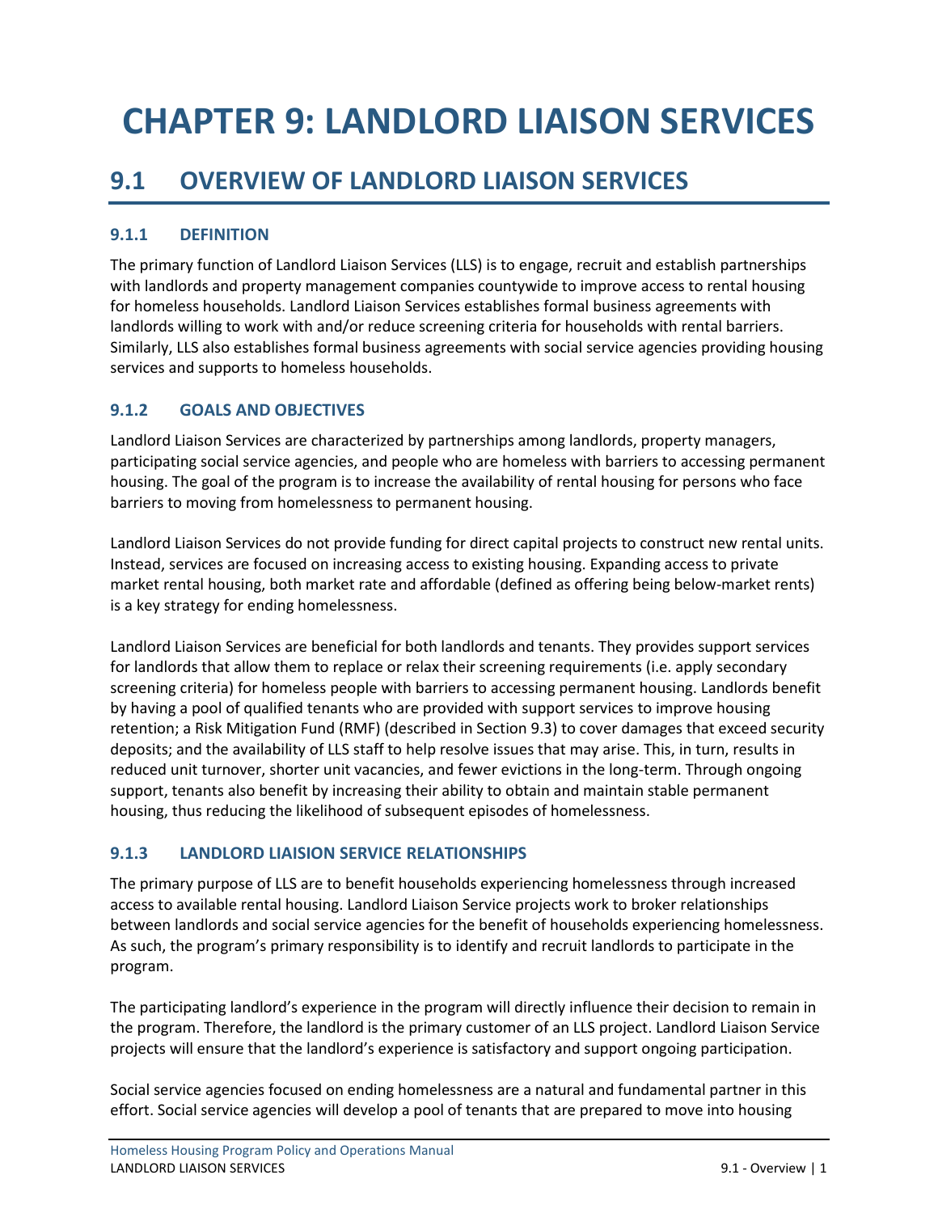# CHAPTER 9: LANDLORD LIAISON SERVICES

## 9.1 OVERVIEW OF LANDLORD LIAISON SERVICES

### 9.1.1 DEFINITION

The primary function of Landlord Liaison Services (LLS) is to engage, recruit and establish partnerships with landlords and property management companies countywide to improve access to rental housing for homeless households. Landlord Liaison Services establishes formal business agreements with landlords willing to work with and/or reduce screening criteria for households with rental barriers. Similarly, LLS also establishes formal business agreements with social service agencies providing housing services and supports to homeless households.

### 9.1.2 GOALS AND OBJECTIVES

Landlord Liaison Services are characterized by partnerships among landlords, property managers, participating social service agencies, and people who are homeless with barriers to accessing permanent housing. The goal of the program is to increase the availability of rental housing for persons who face barriers to moving from homelessness to permanent housing.

Landlord Liaison Services do not provide funding for direct capital projects to construct new rental units. Instead, services are focused on increasing access to existing housing. Expanding access to private market rental housing, both market rate and affordable (defined as offering being below-market rents) is a key strategy for ending homelessness.

Landlord Liaison Services are beneficial for both landlords and tenants. They provides support services for landlords that allow them to replace or relax their screening requirements (i.e. apply secondary screening criteria) for homeless people with barriers to accessing permanent housing. Landlords benefit by having a pool of qualified tenants who are provided with support services to improve housing retention; a Risk Mitigation Fund (RMF) (described in Section 9.3) to cover damages that exceed security deposits; and the availability of LLS staff to help resolve issues that may arise. This, in turn, results in reduced unit turnover, shorter unit vacancies, and fewer evictions in the long-term. Through ongoing support, tenants also benefit by increasing their ability to obtain and maintain stable permanent housing, thus reducing the likelihood of subsequent episodes of homelessness.

### 9.1.3 LANDLORD LIAISION SERVICE RELATIONSHIPS

The primary purpose of LLS are to benefit households experiencing homelessness through increased access to available rental housing. Landlord Liaison Service projects work to broker relationships between landlords and social service agencies for the benefit of households experiencing homelessness. As such, the program's primary responsibility is to identify and recruit landlords to participate in the program.

The participating landlord's experience in the program will directly influence their decision to remain in the program. Therefore, the landlord is the primary customer of an LLS project. Landlord Liaison Service projects will ensure that the landlord's experience is satisfactory and support ongoing participation.

Social service agencies focused on ending homelessness are a natural and fundamental partner in this effort. Social service agencies will develop a pool of tenants that are prepared to move into housing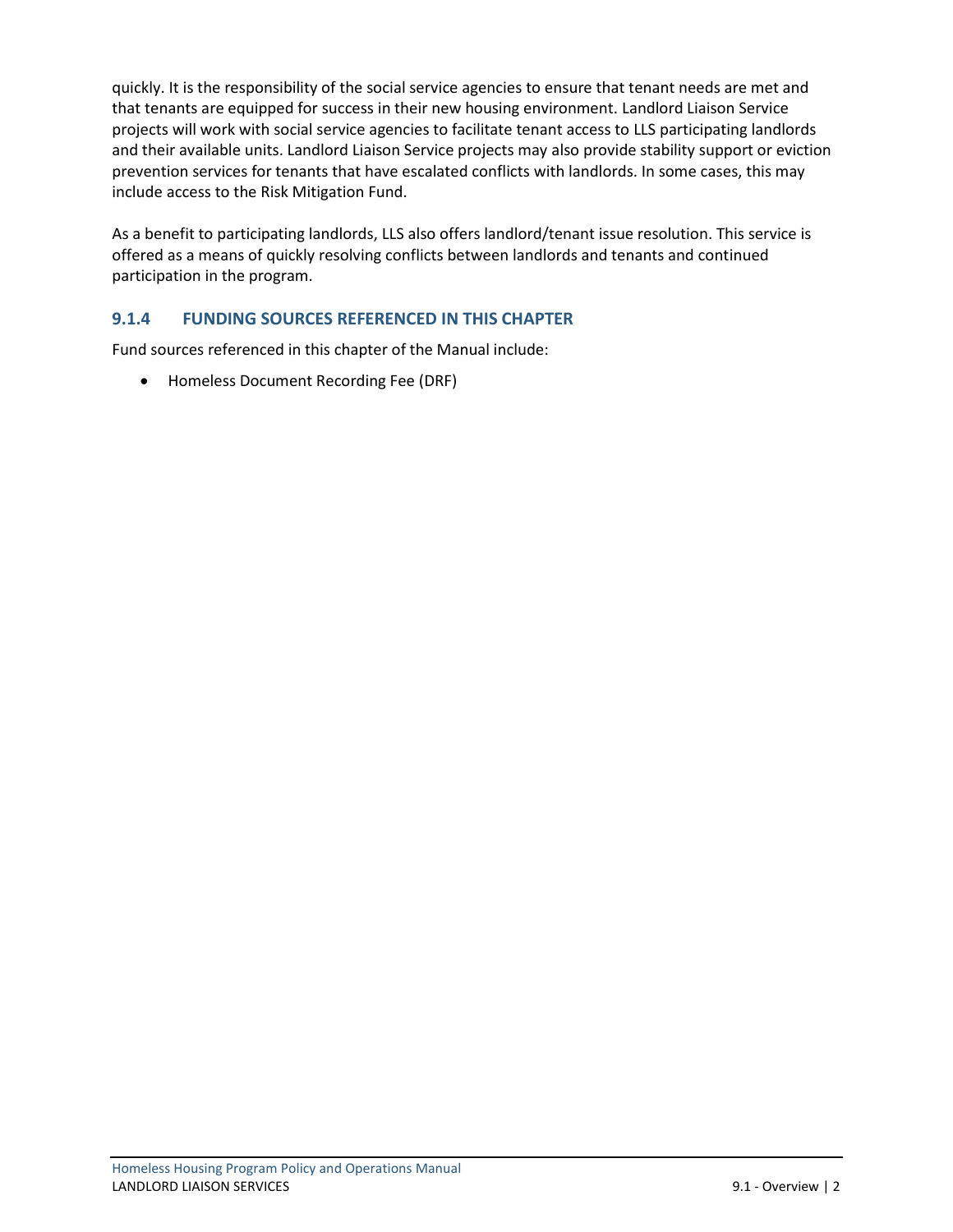quickly. It is the responsibility of the social service agencies to ensure that tenant needs are met and that tenants are equipped for success in their new housing environment. Landlord Liaison Service projects will work with social service agencies to facilitate tenant access to LLS participating landlords and their available units. Landlord Liaison Service projects may also provide stability support or eviction prevention services for tenants that have escalated conflicts with landlords. In some cases, this may include access to the Risk Mitigation Fund.

As a benefit to participating landlords, LLS also offers landlord/tenant issue resolution. This service is offered as a means of quickly resolving conflicts between landlords and tenants and continued participation in the program.

### 9.1.4 FUNDING SOURCES REFERENCED IN THIS CHAPTER

Fund sources referenced in this chapter of the Manual include:

- Homeless Document Recording Fee (DRF)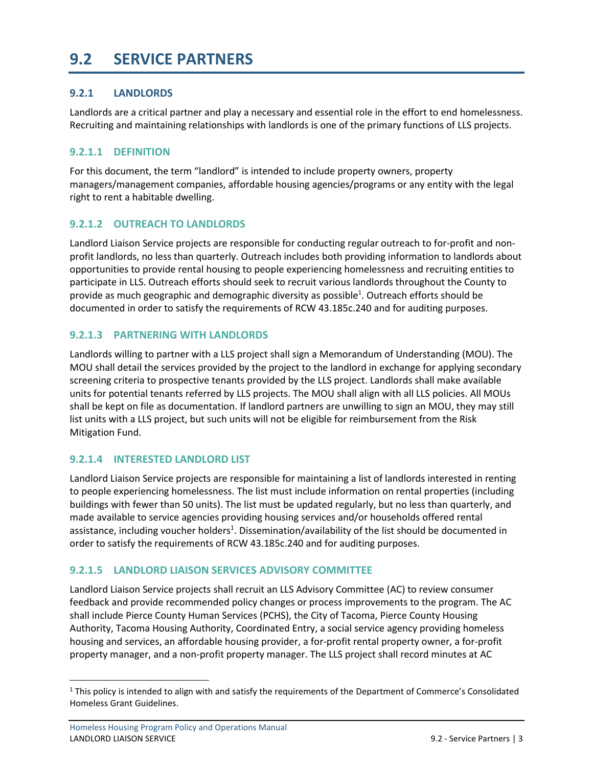# 9.2 SERVICE PARTNERS

## 9.2.1 LANDLORDS

Landlords are a critical partner and play a necessary and essential role in the effort to end homelessness. Recruiting and maintaining relationships with landlords is one of the primary functions of LLS projects.

### 9.2.1.1 DEFINITION

For this document, the term "landlord" is intended to include property owners, property managers/management companies, affordable housing agencies/programs or any entity with the legal right to rent a habitable dwelling.

### 9.2.1.2 OUTREACH TO LANDLORDS

Landlord Liaison Service projects are responsible for conducting regular outreach to for-profit and non-profit landlords, no less than quarterly. Outreach includes both providing information to landlords about opportunities to provide rental housing to people experiencing homelessness and recruiting entities to participate in LLS. Outreach efforts should seek to recruit various landlords throughout the County to provide as much geographic and demographic diversity as possible[1]. Outreach efforts should be documented in order to satisfy the requirements of RCW 43.185c.240 and for auditing purposes.

### 9.2.1.3 PARTNERING WITH LANDLORDS

Landlords willing to partner with a LLS project shall sign a Memorandum of Understanding (MOU). The MOU shall detail the services provided by the project to the landlord in exchange for applying secondary screening criteria to prospective tenants provided by the LLS project. Landlords shall make available units for potential tenants referred by LLS projects. The MOU shall align with all LLS policies. All MOUs shall be kept on file as documentation. If landlord partners are unwilling to sign an MOU, they may still list units with a LLS project, but such units will not be eligible for reimbursement from the Risk Mitigation Fund.

### 9.2.1.4 INTERESTED LANDLORD LIST

Landlord Liaison Service projects are responsible for maintaining a list of landlords interested in renting to people experiencing homelessness. The list must include information on rental properties (including buildings with fewer than 50 units). The list must be updated regularly, but no less than quarterly, and made available to service agencies providing housing services and/or households offered rental assistance, including voucher holders[1]. Dissemination/availability of the list should be documented in order to satisfy the requirements of RCW 43.185c.240 and for auditing purposes.

### 9.2.1.5 LANDLORD LIAISON SERVICES ADVISORY COMMITTEE

Landlord Liaison Service projects shall recruit an LLS Advisory Committee (AC) to review consumer feedback and provide recommended policy changes or process improvements to the program. The AC shall include Pierce County Human Services (PCHS), the City of Tacoma, Pierce County Housing Authority, Tacoma Housing Authority, Coordinated Entry, a social service agency providing homeless housing and services, an affordable housing provider, a for-profit rental property owner, a for-profit property manager, and a non-profit property manager. The LLS project shall record minutes at AC

---

[1] This policy is intended to align with and satisfy the requirements of the Department of Commerce's Consolidated Homeless Grant Guidelines.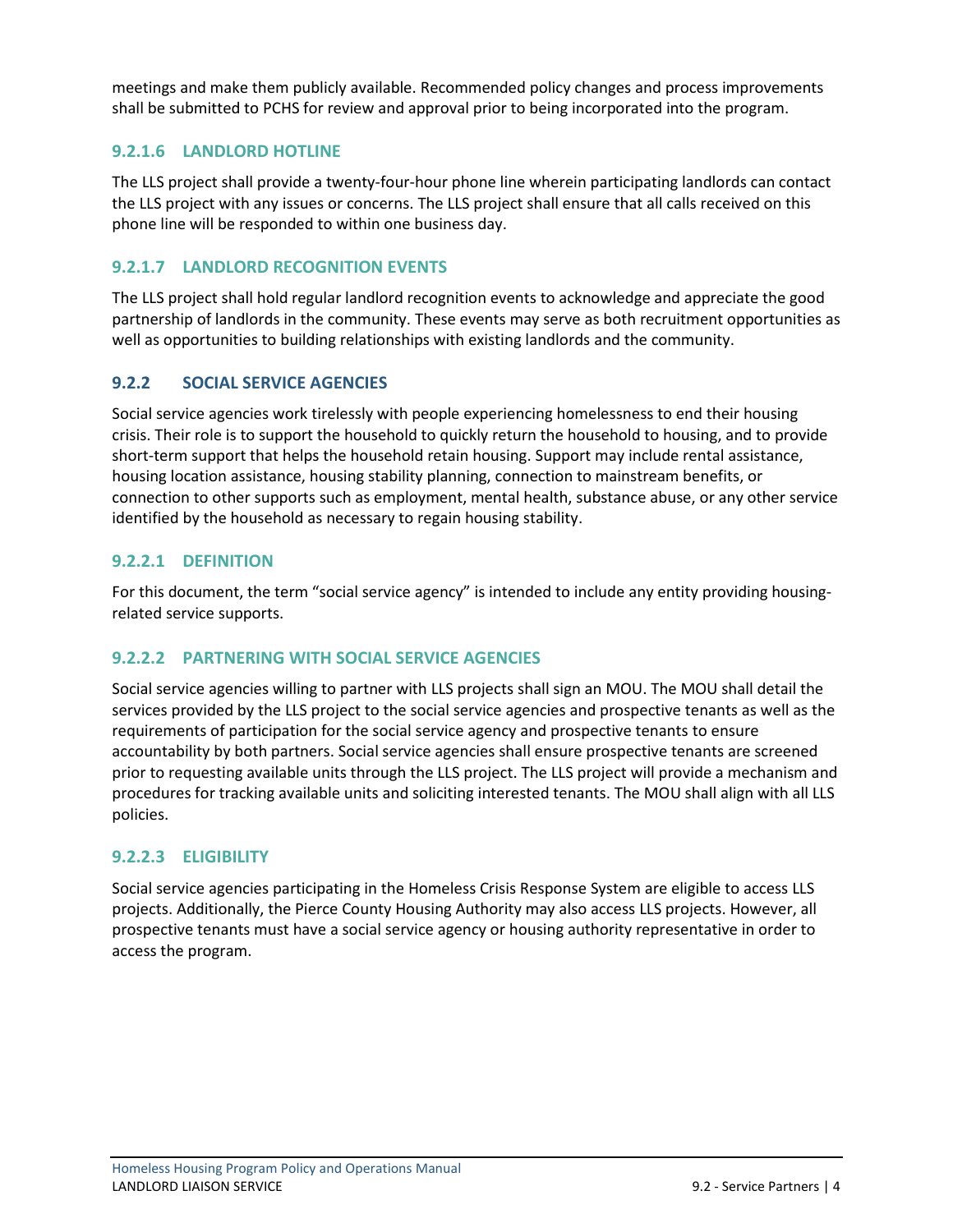meetings and make them publicly available. Recommended policy changes and process improvements shall be submitted to PCHS for review and approval prior to being incorporated into the program.

#### 9.2.1.6 LANDLORD HOTLINE

The LLS project shall provide a twenty-four-hour phone line wherein participating landlords can contact the LLS project with any issues or concerns. The LLS project shall ensure that all calls received on this phone line will be responded to within one business day.

#### 9.2.1.7 LANDLORD RECOGNITION EVENTS

The LLS project shall hold regular landlord recognition events to acknowledge and appreciate the good partnership of landlords in the community. These events may serve as both recruitment opportunities as well as opportunities to building relationships with existing landlords and the community.

### 9.2.2 SOCIAL SERVICE AGENCIES

Social service agencies work tirelessly with people experiencing homelessness to end their housing crisis. Their role is to support the household to quickly return the household to housing, and to provide short-term support that helps the household retain housing. Support may include rental assistance, housing location assistance, housing stability planning, connection to mainstream benefits, or connection to other supports such as employment, mental health, substance abuse, or any other service identified by the household as necessary to regain housing stability.

#### 9.2.2.1 DEFINITION

For this document, the term "social service agency" is intended to include any entity providing housing-related service supports.

#### 9.2.2.2 PARTNERING WITH SOCIAL SERVICE AGENCIES

Social service agencies willing to partner with LLS projects shall sign an MOU. The MOU shall detail the services provided by the LLS project to the social service agencies and prospective tenants as well as the requirements of participation for the social service agency and prospective tenants to ensure accountability by both partners. Social service agencies shall ensure prospective tenants are screened prior to requesting available units through the LLS project. The LLS project will provide a mechanism and procedures for tracking available units and soliciting interested tenants. The MOU shall align with all LLS policies.

#### 9.2.2.3 ELIGIBILITY

Social service agencies participating in the Homeless Crisis Response System are eligible to access LLS projects. Additionally, the Pierce County Housing Authority may also access LLS projects. However, all prospective tenants must have a social service agency or housing authority representative in order to access the program.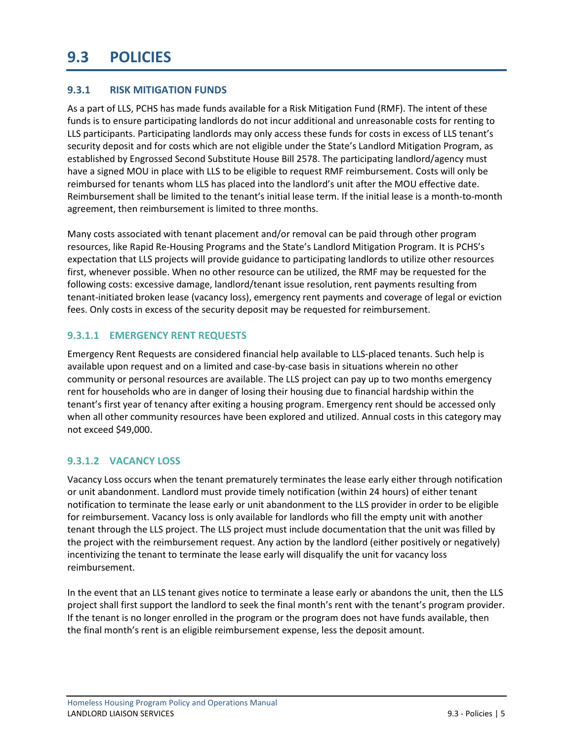# 9.3 POLICIES

## 9.3.1 RISK MITIGATION FUNDS

As a part of LLS, PCHS has made funds available for a Risk Mitigation Fund (RMF). The intent of these funds is to ensure participating landlords do not incur additional and unreasonable costs for renting to LLS participants. Participating landlords may only access these funds for costs in excess of LLS tenant's security deposit and for costs which are not eligible under the State's Landlord Mitigation Program, as established by Engrossed Second Substitute House Bill 2578. The participating landlord/agency must have a signed MOU in place with LLS to be eligible to request RMF reimbursement. Costs will only be reimbursed for tenants whom LLS has placed into the landlord's unit after the MOU effective date. Reimbursement shall be limited to the tenant's initial lease term. If the initial lease is a month-to-month agreement, then reimbursement is limited to three months.

Many costs associated with tenant placement and/or removal can be paid through other program resources, like Rapid Re-Housing Programs and the State's Landlord Mitigation Program. It is PCHS's expectation that LLS projects will provide guidance to participating landlords to utilize other resources first, whenever possible. When no other resource can be utilized, the RMF may be requested for the following costs: excessive damage, landlord/tenant issue resolution, rent payments resulting from tenant-initiated broken lease (vacancy loss), emergency rent payments and coverage of legal or eviction fees. Only costs in excess of the security deposit may be requested for reimbursement.

### 9.3.1.1 EMERGENCY RENT REQUESTS

Emergency Rent Requests are considered financial help available to LLS-placed tenants. Such help is available upon request and on a limited and case-by-case basis in situations wherein no other community or personal resources are available. The LLS project can pay up to two months emergency rent for households who are in danger of losing their housing due to financial hardship within the tenant's first year of tenancy after exiting a housing program. Emergency rent should be accessed only when all other community resources have been explored and utilized. Annual costs in this category may not exceed $49,000.

### 9.3.1.2 VACANCY LOSS

Vacancy Loss occurs when the tenant prematurely terminates the lease early either through notification or unit abandonment. Landlord must provide timely notification (within 24 hours) of either tenant notification to terminate the lease early or unit abandonment to the LLS provider in order to be eligible for reimbursement. Vacancy loss is only available for landlords who fill the empty unit with another tenant through the LLS project. The LLS project must include documentation that the unit was filled by the project with the reimbursement request. Any action by the landlord (either positively or negatively) incentivizing the tenant to terminate the lease early will disqualify the unit for vacancy loss reimbursement.

In the event that an LLS tenant gives notice to terminate a lease early or abandons the unit, then the LLS project shall first support the landlord to seek the final month's rent with the tenant's program provider. If the tenant is no longer enrolled in the program or the program does not have funds available, then the final month's rent is an eligible reimbursement expense, less the deposit amount.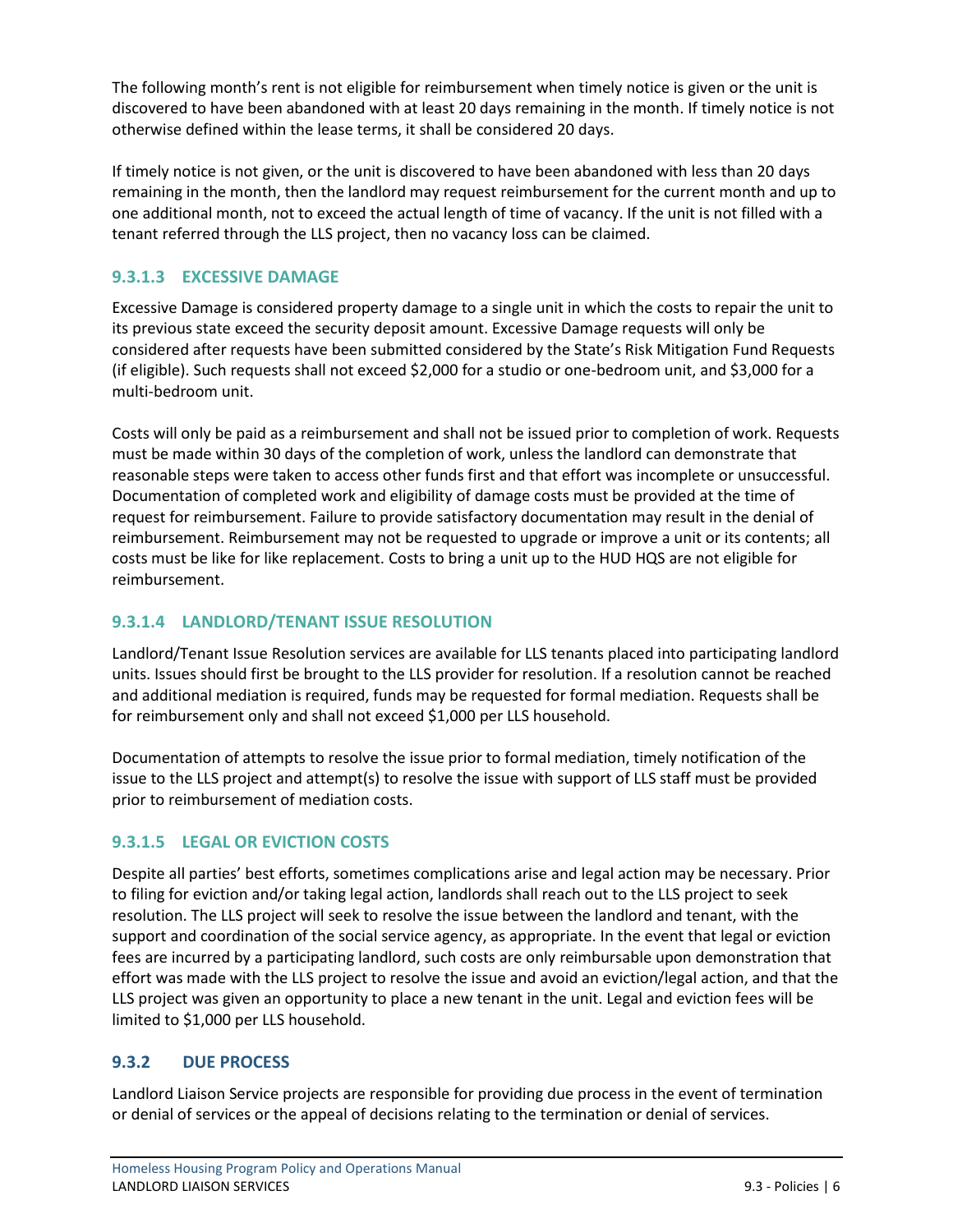The following month's rent is not eligible for reimbursement when timely notice is given or the unit is discovered to have been abandoned with at least 20 days remaining in the month. If timely notice is not otherwise defined within the lease terms, it shall be considered 20 days.

If timely notice is not given, or the unit is discovered to have been abandoned with less than 20 days remaining in the month, then the landlord may request reimbursement for the current month and up to one additional month, not to exceed the actual length of time of vacancy. If the unit is not filled with a tenant referred through the LLS project, then no vacancy loss can be claimed.

#### 9.3.1.3 EXCESSIVE DAMAGE

Excessive Damage is considered property damage to a single unit in which the costs to repair the unit to its previous state exceed the security deposit amount. Excessive Damage requests will only be considered after requests have been submitted considered by the State's Risk Mitigation Fund Requests (if eligible). Such requests shall not exceed $2,000 for a studio or one-bedroom unit, and $3,000 for a multi-bedroom unit.

Costs will only be paid as a reimbursement and shall not be issued prior to completion of work. Requests must be made within 30 days of the completion of work, unless the landlord can demonstrate that reasonable steps were taken to access other funds first and that effort was incomplete or unsuccessful. Documentation of completed work and eligibility of damage costs must be provided at the time of request for reimbursement. Failure to provide satisfactory documentation may result in the denial of reimbursement. Reimbursement may not be requested to upgrade or improve a unit or its contents; all costs must be like for like replacement. Costs to bring a unit up to the HUD HQS are not eligible for reimbursement.

#### 9.3.1.4 LANDLORD/TENANT ISSUE RESOLUTION

Landlord/Tenant Issue Resolution services are available for LLS tenants placed into participating landlord units. Issues should first be brought to the LLS provider for resolution. If a resolution cannot be reached and additional mediation is required, funds may be requested for formal mediation. Requests shall be for reimbursement only and shall not exceed $1,000 per LLS household.

Documentation of attempts to resolve the issue prior to formal mediation, timely notification of the issue to the LLS project and attempt(s) to resolve the issue with support of LLS staff must be provided prior to reimbursement of mediation costs.

#### 9.3.1.5 LEGAL OR EVICTION COSTS

Despite all parties' best efforts, sometimes complications arise and legal action may be necessary. Prior to filing for eviction and/or taking legal action, landlords shall reach out to the LLS project to seek resolution. The LLS project will seek to resolve the issue between the landlord and tenant, with the support and coordination of the social service agency, as appropriate. In the event that legal or eviction fees are incurred by a participating landlord, such costs are only reimbursable upon demonstration that effort was made with the LLS project to resolve the issue and avoid an eviction/legal action, and that the LLS project was given an opportunity to place a new tenant in the unit. Legal and eviction fees will be limited to $1,000 per LLS household.

### 9.3.2 DUE PROCESS

Landlord Liaison Service projects are responsible for providing due process in the event of termination or denial of services or the appeal of decisions relating to the termination or denial of services.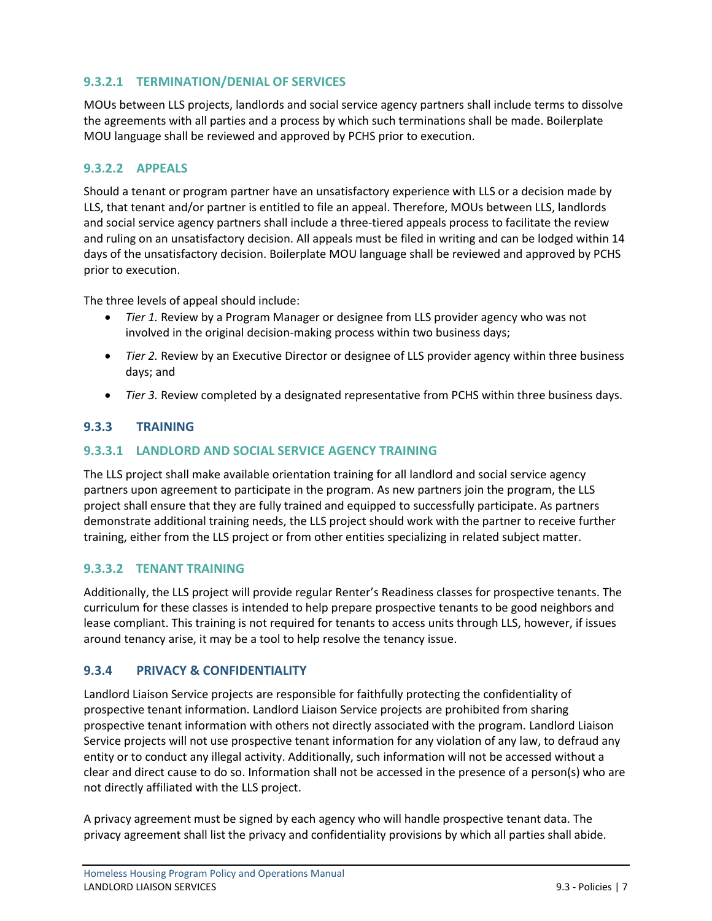#### 9.3.2.1 TERMINATION/DENIAL OF SERVICES

MOUs between LLS projects, landlords and social service agency partners shall include terms to dissolve the agreements with all parties and a process by which such terminations shall be made. Boilerplate MOU language shall be reviewed and approved by PCHS prior to execution.

#### 9.3.2.2 APPEALS

Should a tenant or program partner have an unsatisfactory experience with LLS or a decision made by LLS, that tenant and/or partner is entitled to file an appeal. Therefore, MOUs between LLS, landlords and social service agency partners shall include a three-tiered appeals process to facilitate the review and ruling on an unsatisfactory decision. All appeals must be filed in writing and can be lodged within 14 days of the unsatisfactory decision. Boilerplate MOU language shall be reviewed and approved by PCHS prior to execution.

The three levels of appeal should include:

- *Tier 1.* Review by a Program Manager or designee from LLS provider agency who was not involved in the original decision-making process within two business days;
- *Tier 2.* Review by an Executive Director or designee of LLS provider agency within three business days; and
- *Tier 3.* Review completed by a designated representative from PCHS within three business days.

### 9.3.3 TRAINING

#### 9.3.3.1 LANDLORD AND SOCIAL SERVICE AGENCY TRAINING

The LLS project shall make available orientation training for all landlord and social service agency partners upon agreement to participate in the program. As new partners join the program, the LLS project shall ensure that they are fully trained and equipped to successfully participate. As partners demonstrate additional training needs, the LLS project should work with the partner to receive further training, either from the LLS project or from other entities specializing in related subject matter.

#### 9.3.3.2 TENANT TRAINING

Additionally, the LLS project will provide regular Renter's Readiness classes for prospective tenants. The curriculum for these classes is intended to help prepare prospective tenants to be good neighbors and lease compliant. This training is not required for tenants to access units through LLS, however, if issues around tenancy arise, it may be a tool to help resolve the tenancy issue.

### 9.3.4 PRIVACY & CONFIDENTIALITY

Landlord Liaison Service projects are responsible for faithfully protecting the confidentiality of prospective tenant information. Landlord Liaison Service projects are prohibited from sharing prospective tenant information with others not directly associated with the program. Landlord Liaison Service projects will not use prospective tenant information for any violation of any law, to defraud any entity or to conduct any illegal activity. Additionally, such information will not be accessed without a clear and direct cause to do so. Information shall not be accessed in the presence of a person(s) who are not directly affiliated with the LLS project.

A privacy agreement must be signed by each agency who will handle prospective tenant data. The privacy agreement shall list the privacy and confidentiality provisions by which all parties shall abide.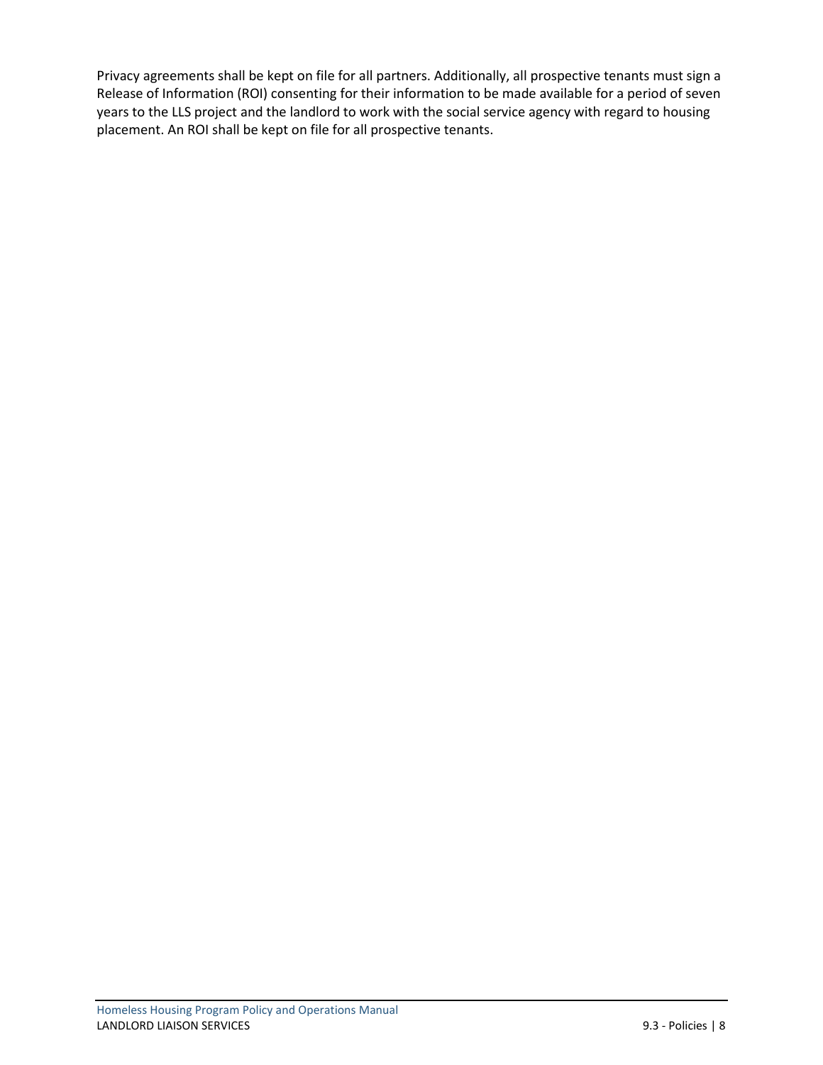Privacy agreements shall be kept on file for all partners. Additionally, all prospective tenants must sign a Release of Information (ROI) consenting for their information to be made available for a period of seven years to the LLS project and the landlord to work with the social service agency with regard to housing placement. An ROI shall be kept on file for all prospective tenants.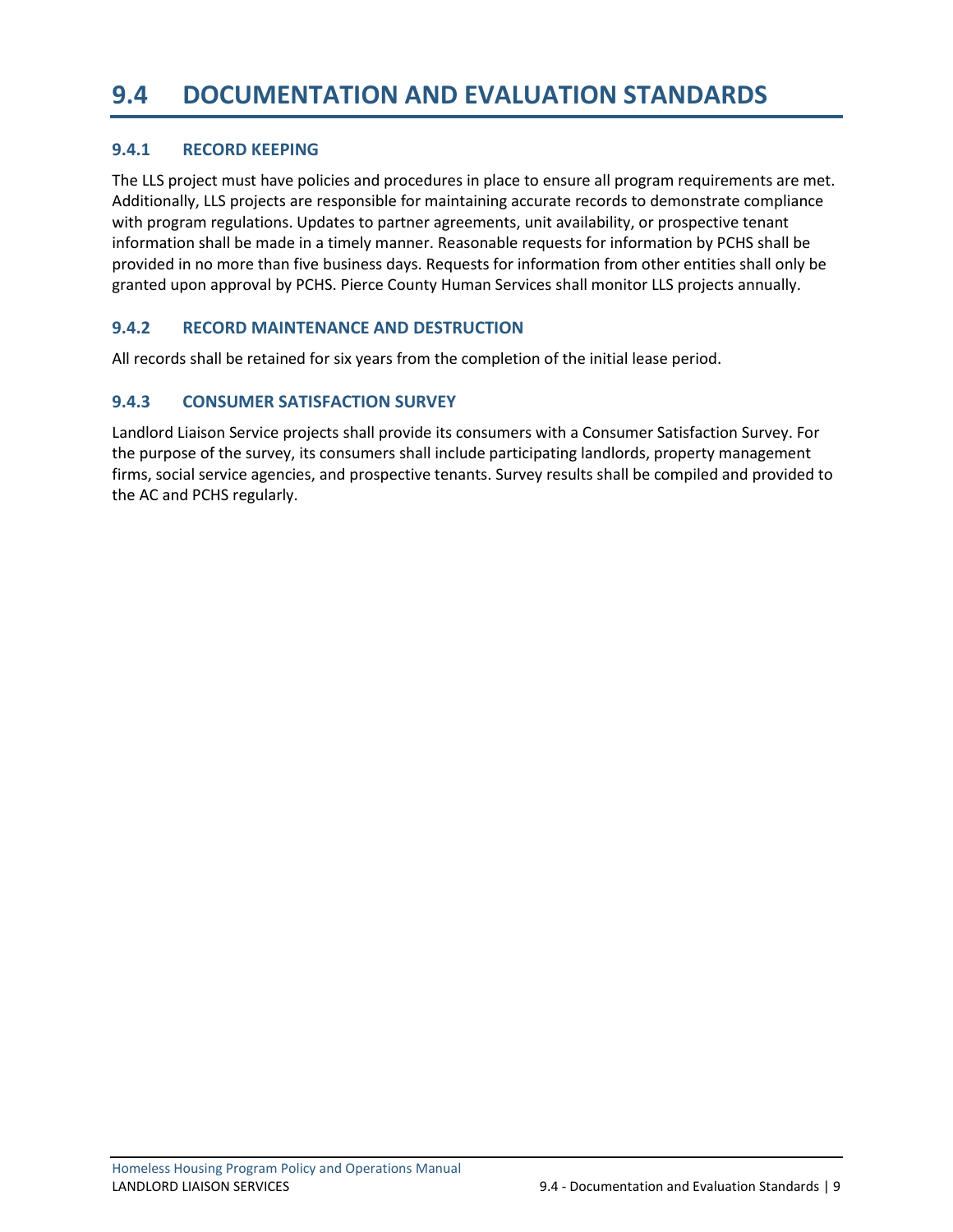# 9.4 DOCUMENTATION AND EVALUATION STANDARDS

## 9.4.1 RECORD KEEPING

The LLS project must have policies and procedures in place to ensure all program requirements are met. Additionally, LLS projects are responsible for maintaining accurate records to demonstrate compliance with program regulations. Updates to partner agreements, unit availability, or prospective tenant information shall be made in a timely manner. Reasonable requests for information by PCHS shall be provided in no more than five business days. Requests for information from other entities shall only be granted upon approval by PCHS. Pierce County Human Services shall monitor LLS projects annually.

## 9.4.2 RECORD MAINTENANCE AND DESTRUCTION

All records shall be retained for six years from the completion of the initial lease period.

## 9.4.3 CONSUMER SATISFACTION SURVEY

Landlord Liaison Service projects shall provide its consumers with a Consumer Satisfaction Survey. For the purpose of the survey, its consumers shall include participating landlords, property management firms, social service agencies, and prospective tenants. Survey results shall be compiled and provided to the AC and PCHS regularly.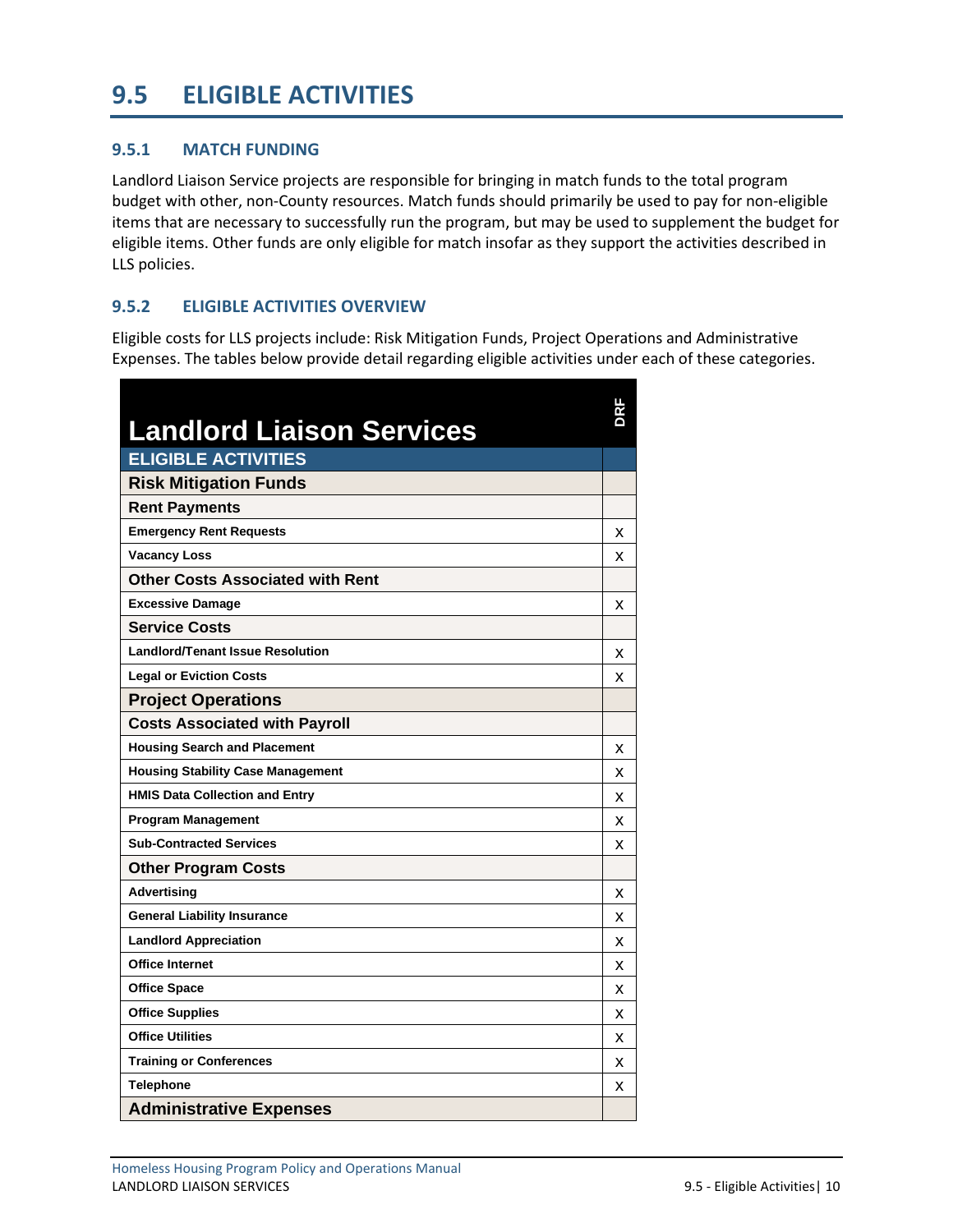## 9.5 ELIGIBLE ACTIVITIES

### 9.5.1 MATCH FUNDING

Landlord Liaison Service projects are responsible for bringing in match funds to the total program budget with other, non-County resources. Match funds should primarily be used to pay for non-eligible items that are necessary to successfully run the program, but may be used to supplement the budget for eligible items. Other funds are only eligible for match insofar as they support the activities described in LLS policies.

### 9.5.2 ELIGIBLE ACTIVITIES OVERVIEW

Eligible costs for LLS projects include: Risk Mitigation Funds, Project Operations and Administrative Expenses. The tables below provide detail regarding eligible activities under each of these categories.

| Landlord Liaison Services | DRF |
|---|---|
| **ELIGIBLE ACTIVITIES** | |
| **Risk Mitigation Funds** | |
| **Rent Payments** | |
| Emergency Rent Requests | X |
| Vacancy Loss | X |
| **Other Costs Associated with Rent** | |
| Excessive Damage | X |
| **Service Costs** | |
| Landlord/Tenant Issue Resolution | X |
| Legal or Eviction Costs | X |
| **Project Operations** | |
| **Costs Associated with Payroll** | |
| Housing Search and Placement | X |
| Housing Stability Case Management | X |
| HMIS Data Collection and Entry | X |
| Program Management | X |
| Sub-Contracted Services | X |
| **Other Program Costs** | |
| Advertising | X |
| General Liability Insurance | X |
| Landlord Appreciation | X |
| Office Internet | X |
| Office Space | X |
| Office Supplies | X |
| Office Utilities | X |
| Training or Conferences | X |
| Telephone | X |
| **Administrative Expenses** | |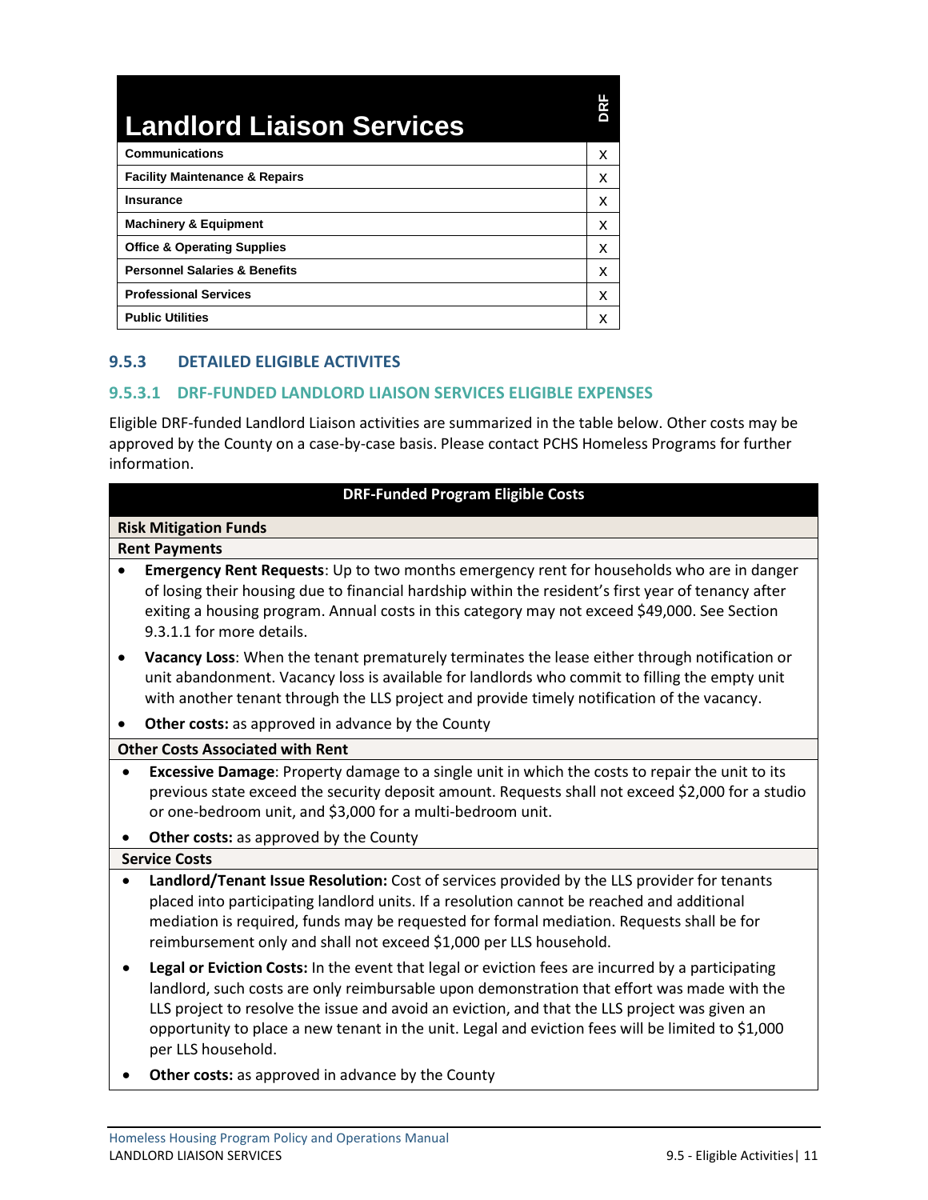| Landlord Liaison Services | DRF |
|---|---|
| **Communications** | X |
| **Facility Maintenance & Repairs** | X |
| **Insurance** | X |
| **Machinery & Equipment** | X |
| **Office & Operating Supplies** | X |
| **Personnel Salaries & Benefits** | X |
| **Professional Services** | X |
| **Public Utilities** | X |

### 9.5.3 DETAILED ELIGIBLE ACTIVITES

#### 9.5.3.1 DRF-FUNDED LANDLORD LIAISON SERVICES ELIGIBLE EXPENSES

Eligible DRF-funded Landlord Liaison activities are summarized in the table below. Other costs may be approved by the County on a case-by-case basis. Please contact PCHS Homeless Programs for further information.

| DRF-Funded Program Eligible Costs |
|---|
| **Risk Mitigation Funds** |
| **Rent Payments** |
| • **Emergency Rent Requests**: Up to two months emergency rent for households who are in danger of losing their housing due to financial hardship within the resident's first year of tenancy after exiting a housing program. Annual costs in this category may not exceed $49,000. See Section 9.3.1.1 for more details.<br>• **Vacancy Loss**: When the tenant prematurely terminates the lease either through notification or unit abandonment. Vacancy loss is available for landlords who commit to filling the empty unit with another tenant through the LLS project and provide timely notification of the vacancy.<br>• **Other costs:** as approved in advance by the County |
| **Other Costs Associated with Rent** |
| • **Excessive Damage**: Property damage to a single unit in which the costs to repair the unit to its previous state exceed the security deposit amount. Requests shall not exceed $2,000 for a studio or one-bedroom unit, and $3,000 for a multi-bedroom unit.<br>• **Other costs:** as approved by the County |
| **Service Costs** |
| • **Landlord/Tenant Issue Resolution:** Cost of services provided by the LLS provider for tenants placed into participating landlord units. If a resolution cannot be reached and additional mediation is required, funds may be requested for formal mediation. Requests shall be for reimbursement only and shall not exceed $1,000 per LLS household.<br>• **Legal or Eviction Costs:** In the event that legal or eviction fees are incurred by a participating landlord, such costs are only reimbursable upon demonstration that effort was made with the LLS project to resolve the issue and avoid an eviction, and that the LLS project was given an opportunity to place a new tenant in the unit. Legal and eviction fees will be limited to $1,000 per LLS household.<br>• **Other costs:** as approved in advance by the County |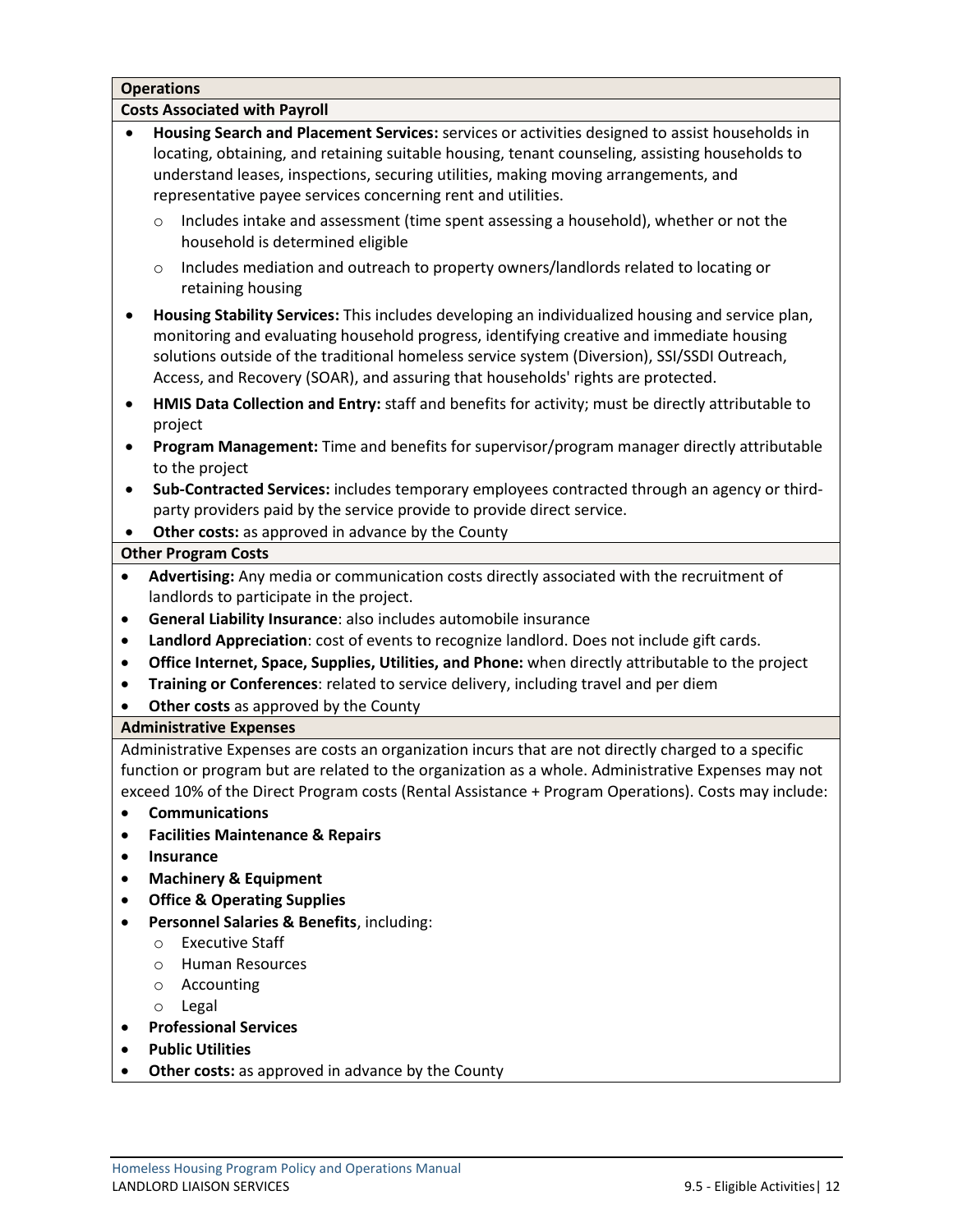**Operations**

**Costs Associated with Payroll**

- **Housing Search and Placement Services:** services or activities designed to assist households in locating, obtaining, and retaining suitable housing, tenant counseling, assisting households to understand leases, inspections, securing utilities, making moving arrangements, and representative payee services concerning rent and utilities.
  - Includes intake and assessment (time spent assessing a household), whether or not the household is determined eligible
  - Includes mediation and outreach to property owners/landlords related to locating or retaining housing
- **Housing Stability Services:** This includes developing an individualized housing and service plan, monitoring and evaluating household progress, identifying creative and immediate housing solutions outside of the traditional homeless service system (Diversion), SSI/SSDI Outreach, Access, and Recovery (SOAR), and assuring that households' rights are protected.
- **HMIS Data Collection and Entry:** staff and benefits for activity; must be directly attributable to project
- **Program Management:** Time and benefits for supervisor/program manager directly attributable to the project
- **Sub-Contracted Services:** includes temporary employees contracted through an agency or third-party providers paid by the service provide to provide direct service.
- **Other costs:** as approved in advance by the County

**Other Program Costs**

- **Advertising:** Any media or communication costs directly associated with the recruitment of landlords to participate in the project.
- **General Liability Insurance**: also includes automobile insurance
- **Landlord Appreciation**: cost of events to recognize landlord. Does not include gift cards.
- **Office Internet, Space, Supplies, Utilities, and Phone:** when directly attributable to the project
- **Training or Conferences**: related to service delivery, including travel and per diem
- **Other costs** as approved by the County

**Administrative Expenses**

Administrative Expenses are costs an organization incurs that are not directly charged to a specific function or program but are related to the organization as a whole. Administrative Expenses may not exceed 10% of the Direct Program costs (Rental Assistance + Program Operations). Costs may include:

- **Communications**
- **Facilities Maintenance & Repairs**
- **Insurance**
- **Machinery & Equipment**
- **Office & Operating Supplies**
- **Personnel Salaries & Benefits**, including:
  - Executive Staff
  - Human Resources
  - Accounting
  - Legal
- **Professional Services**
- **Public Utilities**
- **Other costs:** as approved in advance by the County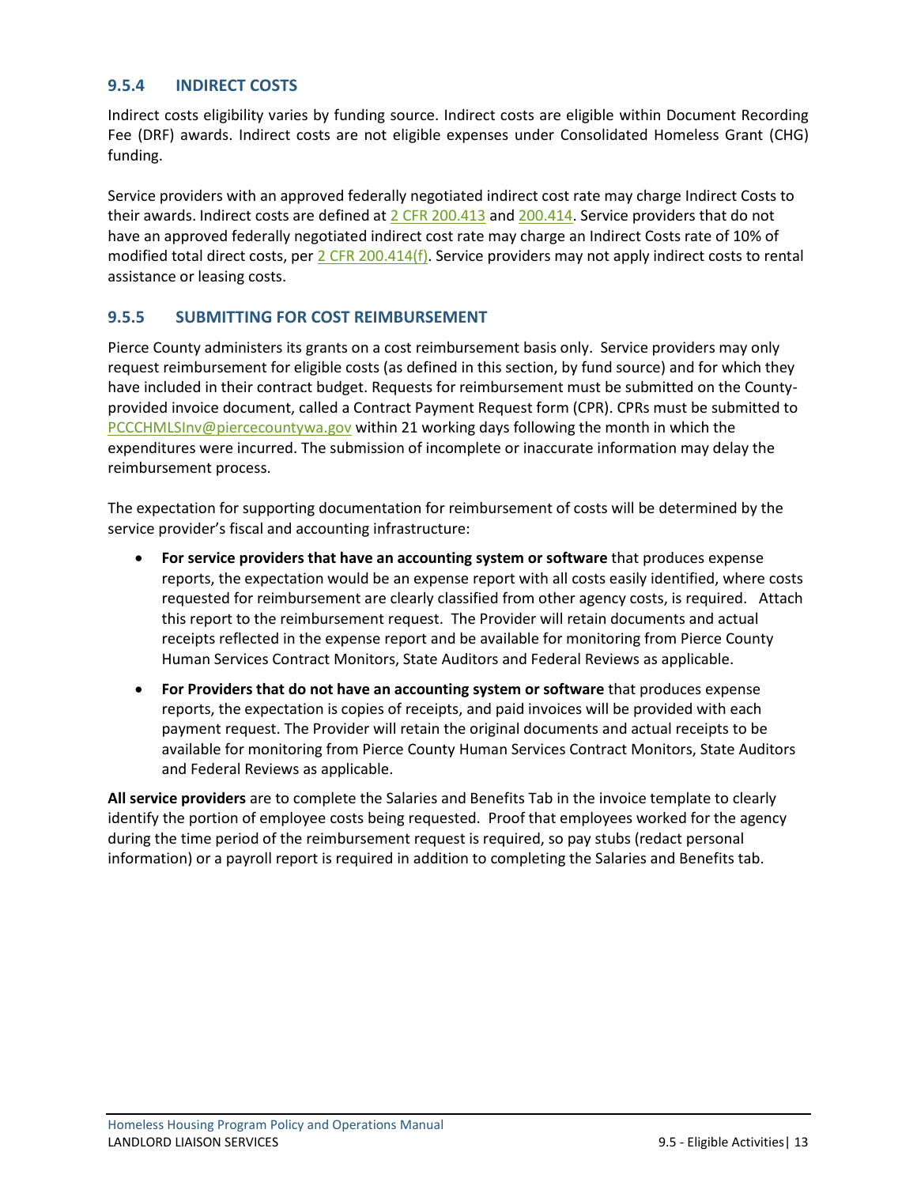### 9.5.4 INDIRECT COSTS

Indirect costs eligibility varies by funding source. Indirect costs are eligible within Document Recording Fee (DRF) awards. Indirect costs are not eligible expenses under Consolidated Homeless Grant (CHG) funding.

Service providers with an approved federally negotiated indirect cost rate may charge Indirect Costs to their awards. Indirect costs are defined at 2 CFR 200.413 and 200.414. Service providers that do not have an approved federally negotiated indirect cost rate may charge an Indirect Costs rate of 10% of modified total direct costs, per 2 CFR 200.414(f). Service providers may not apply indirect costs to rental assistance or leasing costs.

### 9.5.5 SUBMITTING FOR COST REIMBURSEMENT

Pierce County administers its grants on a cost reimbursement basis only. Service providers may only request reimbursement for eligible costs (as defined in this section, by fund source) and for which they have included in their contract budget. Requests for reimbursement must be submitted on the County-provided invoice document, called a Contract Payment Request form (CPR). CPRs must be submitted to PCCCHMLSInv@piercecountywa.gov within 21 working days following the month in which the expenditures were incurred. The submission of incomplete or inaccurate information may delay the reimbursement process.

The expectation for supporting documentation for reimbursement of costs will be determined by the service provider's fiscal and accounting infrastructure:

- **For service providers that have an accounting system or software** that produces expense reports, the expectation would be an expense report with all costs easily identified, where costs requested for reimbursement are clearly classified from other agency costs, is required. Attach this report to the reimbursement request. The Provider will retain documents and actual receipts reflected in the expense report and be available for monitoring from Pierce County Human Services Contract Monitors, State Auditors and Federal Reviews as applicable.
- **For Providers that do not have an accounting system or software** that produces expense reports, the expectation is copies of receipts, and paid invoices will be provided with each payment request. The Provider will retain the original documents and actual receipts to be available for monitoring from Pierce County Human Services Contract Monitors, State Auditors and Federal Reviews as applicable.

**All service providers** are to complete the Salaries and Benefits Tab in the invoice template to clearly identify the portion of employee costs being requested. Proof that employees worked for the agency during the time period of the reimbursement request is required, so pay stubs (redact personal information) or a payroll report is required in addition to completing the Salaries and Benefits tab.